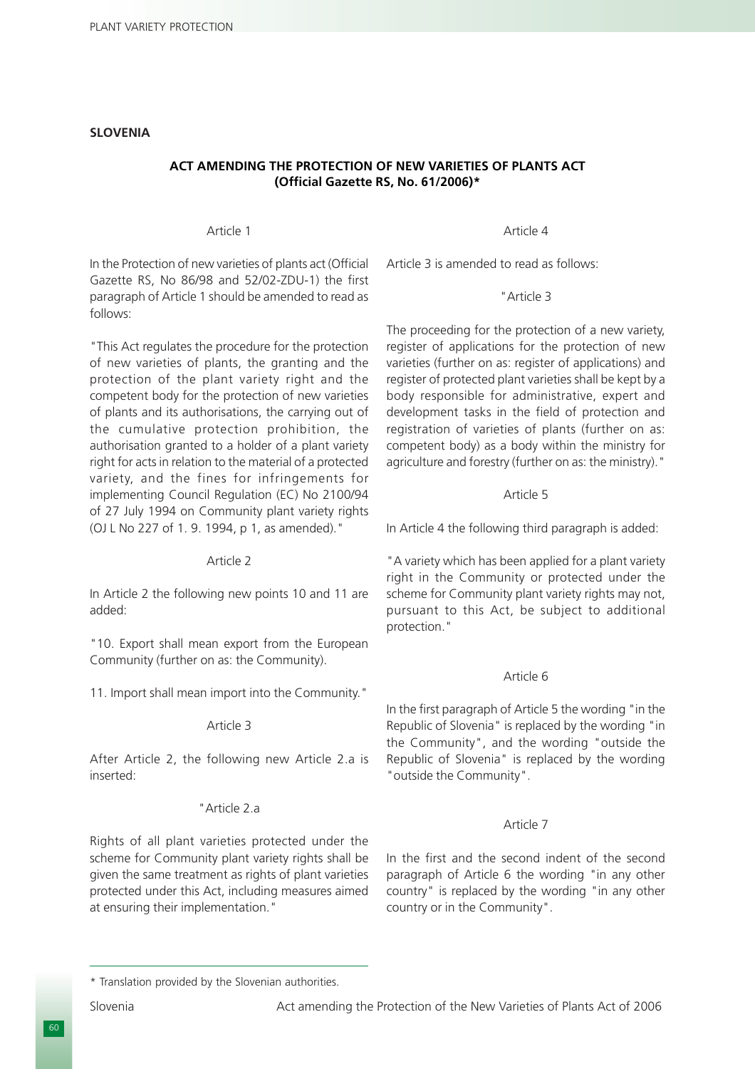**SLOVENIA**

## ACT AMENDING THE PROTECTION OF NEW VARIETIES OF PLANTS ACT (Official Gazette RS, No. 61/2006)*

Article 1

In the Protection of new varieties of plants act (Official Gazette RS, No 86/98 and 52/02-ZDU-1) the first paragraph of Article 1 should be amended to read as follows:

"This Act regulates the procedure for the protection of new varieties of plants, the granting and the protection of the plant variety right and the competent body for the protection of new varieties of plants and its authorisations, the carrying out of the cumulative protection prohibition, the authorisation granted to a holder of a plant variety right for acts in relation to the material of a protected variety, and the fines for infringements for implementing Council Regulation (EC) No 2100/94 of 27 July 1994 on Community plant variety rights (OJ L No 227 of 1. 9. 1994, p 1, as amended)."

Article 2

In Article 2 the following new points 10 and 11 are added:

"10. Export shall mean export from the European Community (further on as: the Community).

11. Import shall mean import into the Community."

Article 3

After Article 2, the following new Article 2.a is inserted:

"Article 2.a

Rights of all plant varieties protected under the scheme for Community plant variety rights shall be given the same treatment as rights of plant varieties protected under this Act, including measures aimed at ensuring their implementation."

Article 4

Article 3 is amended to read as follows:

"Article 3

The proceeding for the protection of a new variety, register of applications for the protection of new varieties (further on as: register of applications) and register of protected plant varieties shall be kept by a body responsible for administrative, expert and development tasks in the field of protection and registration of varieties of plants (further on as: competent body) as a body within the ministry for agriculture and forestry (further on as: the ministry)."

Article 5

In Article 4 the following third paragraph is added:

"A variety which has been applied for a plant variety right in the Community or protected under the scheme for Community plant variety rights may not, pursuant to this Act, be subject to additional protection."

Article 6

In the first paragraph of Article 5 the wording "in the Republic of Slovenia" is replaced by the wording "in the Community", and the wording "outside the Republic of Slovenia" is replaced by the wording "outside the Community".

Article 7

In the first and the second indent of the second paragraph of Article 6 the wording "in any other country" is replaced by the wording "in any other country or in the Community".

---

* Translation provided by the Slovenian authorities.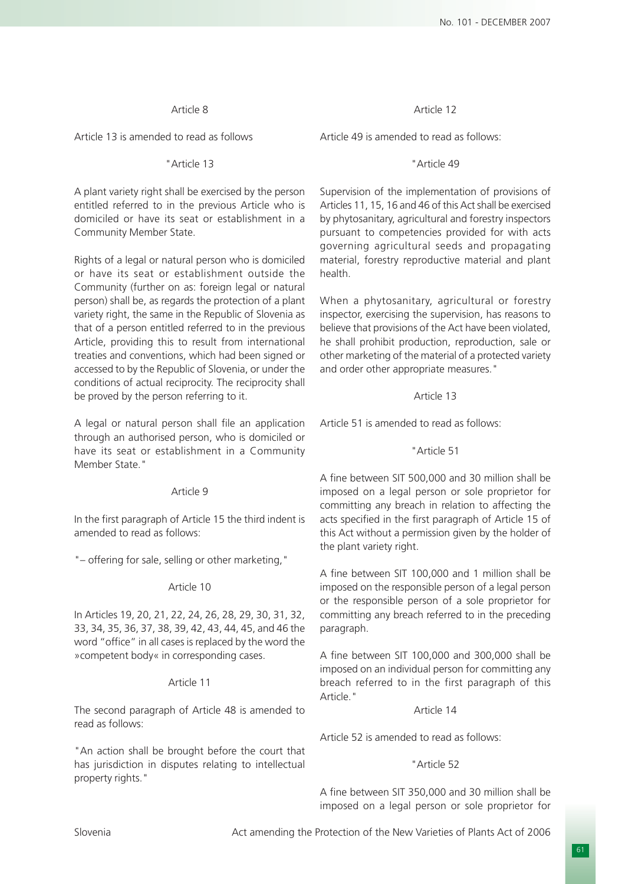Article 8

Article 13 is amended to read as follows

"Article 13

A plant variety right shall be exercised by the person entitled referred to in the previous Article who is domiciled or have its seat or establishment in a Community Member State.

Rights of a legal or natural person who is domiciled or have its seat or establishment outside the Community (further on as: foreign legal or natural person) shall be, as regards the protection of a plant variety right, the same in the Republic of Slovenia as that of a person entitled referred to in the previous Article, providing this to result from international treaties and conventions, which had been signed or accessed to by the Republic of Slovenia, or under the conditions of actual reciprocity. The reciprocity shall be proved by the person referring to it.

A legal or natural person shall file an application through an authorised person, who is domiciled or have its seat or establishment in a Community Member State."

Article 9

In the first paragraph of Article 15 the third indent is amended to read as follows:

"– offering for sale, selling or other marketing,"

Article 10

In Articles 19, 20, 21, 22, 24, 26, 28, 29, 30, 31, 32, 33, 34, 35, 36, 37, 38, 39, 42, 43, 44, 45, and 46 the word "office" in all cases is replaced by the word the »competent body« in corresponding cases.

Article 11

The second paragraph of Article 48 is amended to read as follows:

"An action shall be brought before the court that has jurisdiction in disputes relating to intellectual property rights."

Article 12

Article 49 is amended to read as follows:

"Article 49

Supervision of the implementation of provisions of Articles 11, 15, 16 and 46 of this Act shall be exercised by phytosanitary, agricultural and forestry inspectors pursuant to competencies provided for with acts governing agricultural seeds and propagating material, forestry reproductive material and plant health.

When a phytosanitary, agricultural or forestry inspector, exercising the supervision, has reasons to believe that provisions of the Act have been violated, he shall prohibit production, reproduction, sale or other marketing of the material of a protected variety and order other appropriate measures."

Article 13

Article 51 is amended to read as follows:

"Article 51

A fine between SIT 500,000 and 30 million shall be imposed on a legal person or sole proprietor for committing any breach in relation to affecting the acts specified in the first paragraph of Article 15 of this Act without a permission given by the holder of the plant variety right.

A fine between SIT 100,000 and 1 million shall be imposed on the responsible person of a legal person or the responsible person of a sole proprietor for committing any breach referred to in the preceding paragraph.

A fine between SIT 100,000 and 300,000 shall be imposed on an individual person for committing any breach referred to in the first paragraph of this Article."

Article 14

Article 52 is amended to read as follows:

"Article 52

A fine between SIT 350,000 and 30 million shall be imposed on a legal person or sole proprietor for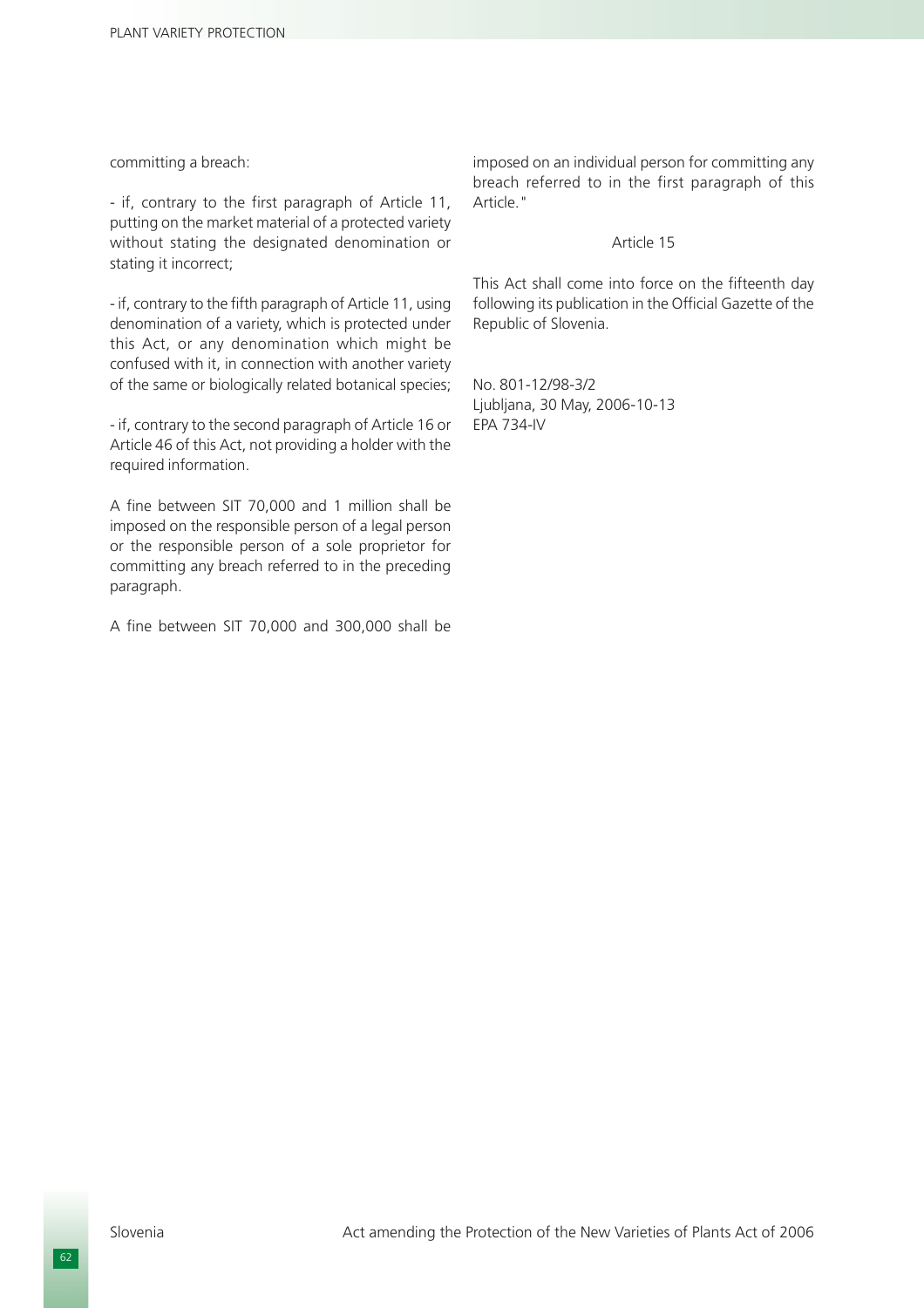committing a breach:

- if, contrary to the first paragraph of Article 11, putting on the market material of a protected variety without stating the designated denomination or stating it incorrect;

- if, contrary to the fifth paragraph of Article 11, using denomination of a variety, which is protected under this Act, or any denomination which might be confused with it, in connection with another variety of the same or biologically related botanical species;

- if, contrary to the second paragraph of Article 16 or Article 46 of this Act, not providing a holder with the required information.

A fine between SIT 70,000 and 1 million shall be imposed on the responsible person of a legal person or the responsible person of a sole proprietor for committing any breach referred to in the preceding paragraph.

A fine between SIT 70,000 and 300,000 shall be imposed on an individual person for committing any breach referred to in the first paragraph of this Article."

Article 15

This Act shall come into force on the fifteenth day following its publication in the Official Gazette of the Republic of Slovenia.

No. 801-12/98-3/2
Ljubljana, 30 May, 2006-10-13
EPA 734-IV